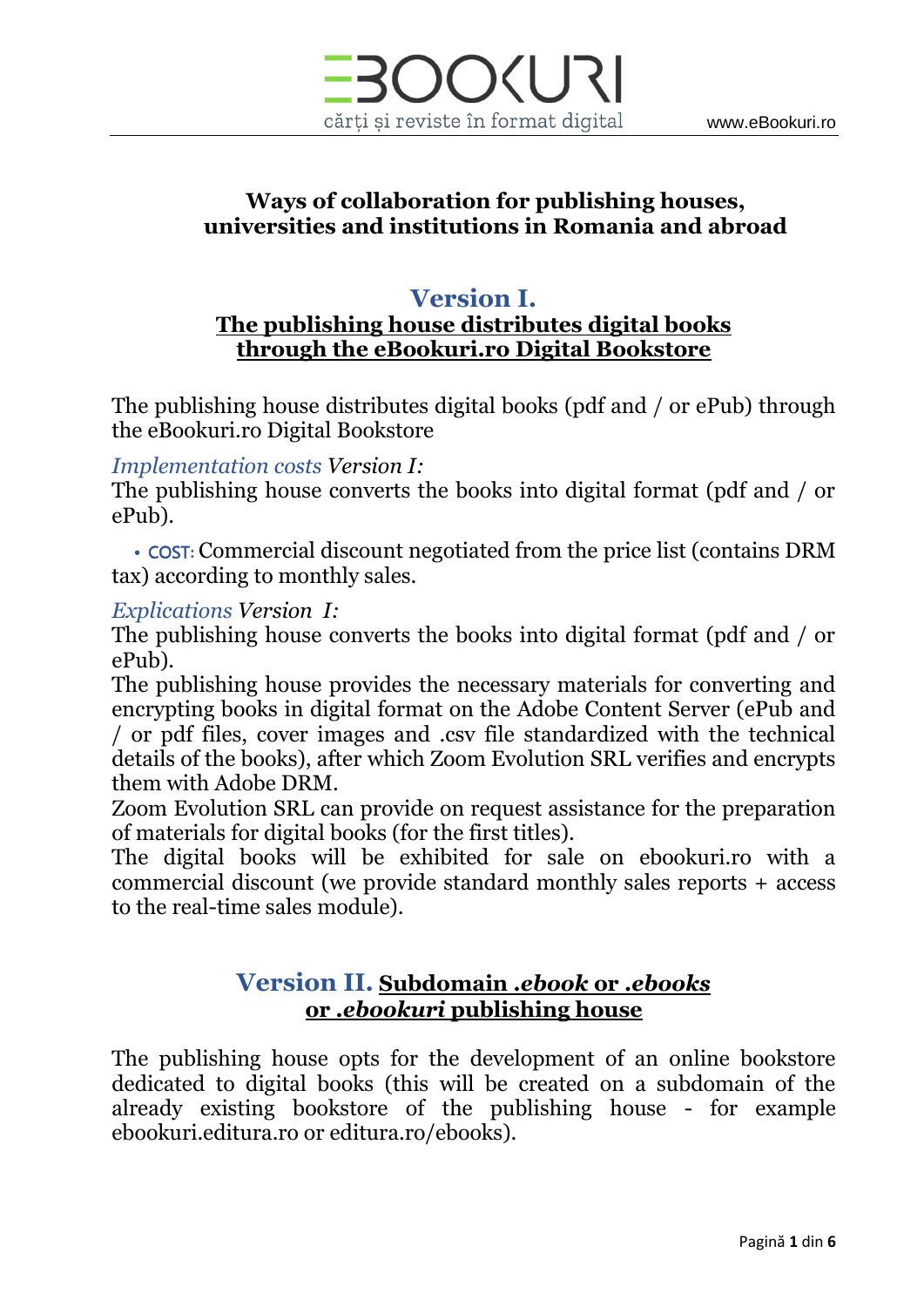# Ways of collaboration for publishing houses, universities and institutions in Romania and abroad

## Version I.

### The publishing house distributes digital books through the eBookuri.ro Digital Bookstore

The publishing house distributes digital books (pdf and / or ePub) through the eBookuri.ro Digital Bookstore

*Implementation costs* *Version I:*
The publishing house converts the books into digital format (pdf and / or ePub).

- COST: Commercial discount negotiated from the price list (contains DRM tax) according to monthly sales.

*Explications* *Version I:*
The publishing house converts the books into digital format (pdf and / or ePub).
The publishing house provides the necessary materials for converting and encrypting books in digital format on the Adobe Content Server (ePub and / or pdf files, cover images and .csv file standardized with the technical details of the books), after which Zoom Evolution SRL verifies and encrypts them with Adobe DRM.
Zoom Evolution SRL can provide on request assistance for the preparation of materials for digital books (for the first titles).
The digital books will be exhibited for sale on ebookuri.ro with a commercial discount (we provide standard monthly sales reports + access to the real-time sales module).

## Version II. Subdomain *.ebook* or *.ebooks* or *.ebookuri* publishing house

The publishing house opts for the development of an online bookstore dedicated to digital books (this will be created on a subdomain of the already existing bookstore of the publishing house - for example ebookuri.editura.ro or editura.ro/ebooks).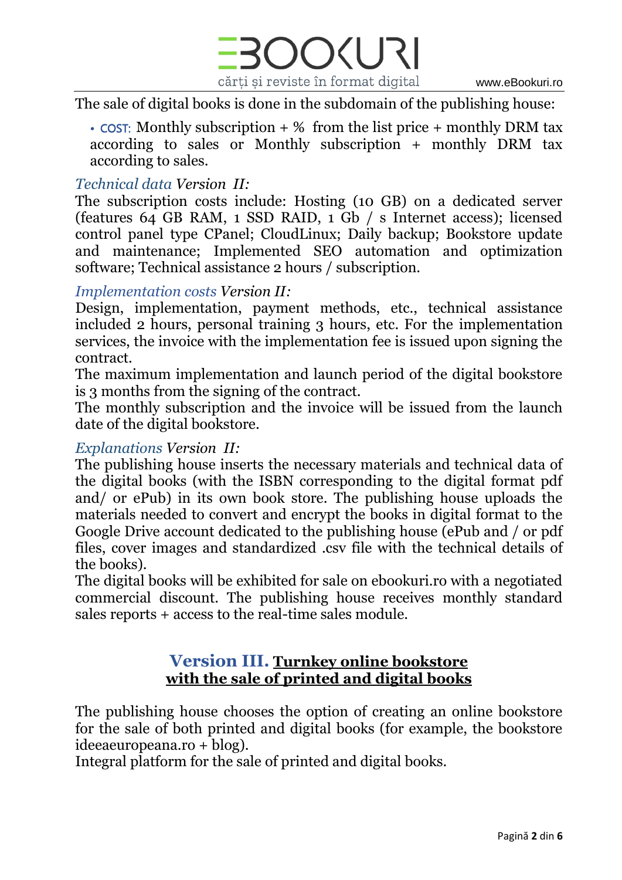The sale of digital books is done in the subdomain of the publishing house:

- COST: Monthly subscription + % from the list price + monthly DRM tax according to sales or Monthly subscription + monthly DRM tax according to sales.

*Technical data* *Version II:*
The subscription costs include: Hosting (10 GB) on a dedicated server (features 64 GB RAM, 1 SSD RAID, 1 Gb / s Internet access); licensed control panel type CPanel; CloudLinux; Daily backup; Bookstore update and maintenance; Implemented SEO automation and optimization software; Technical assistance 2 hours / subscription.

*Implementation costs* *Version II:*
Design, implementation, payment methods, etc., technical assistance included 2 hours, personal training 3 hours, etc. For the implementation services, the invoice with the implementation fee is issued upon signing the contract.
The maximum implementation and launch period of the digital bookstore is 3 months from the signing of the contract.
The monthly subscription and the invoice will be issued from the launch date of the digital bookstore.

*Explanations* *Version II:*
The publishing house inserts the necessary materials and technical data of the digital books (with the ISBN corresponding to the digital format pdf and/ or ePub) in its own book store. The publishing house uploads the materials needed to convert and encrypt the books in digital format to the Google Drive account dedicated to the publishing house (ePub and / or pdf files, cover images and standardized .csv file with the technical details of the books).
The digital books will be exhibited for sale on ebookuri.ro with a negotiated commercial discount. The publishing house receives monthly standard sales reports + access to the real-time sales module.

## Version III. Turnkey online bookstore with the sale of printed and digital books

The publishing house chooses the option of creating an online bookstore for the sale of both printed and digital books (for example, the bookstore ideeaeuropeana.ro + blog).
Integral platform for the sale of printed and digital books.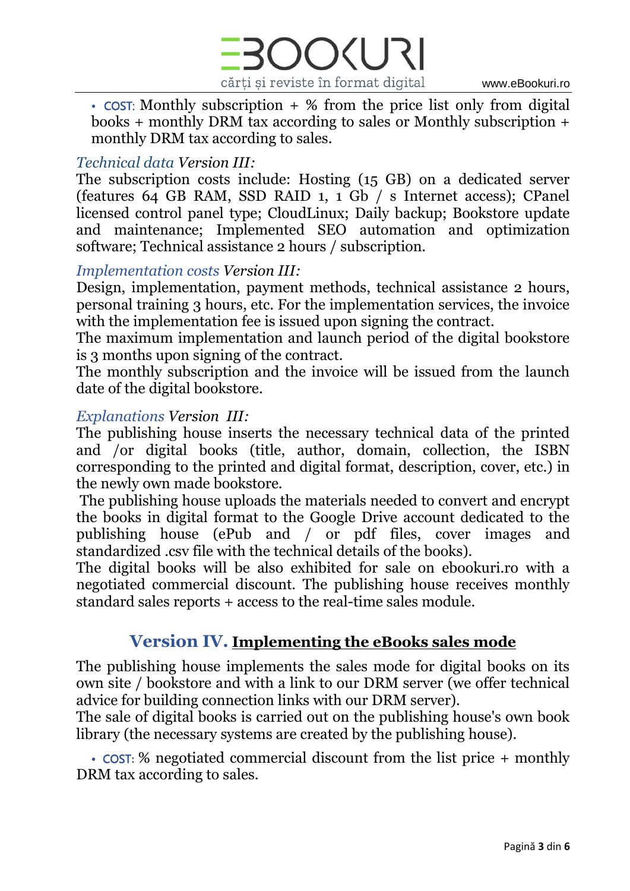- COST: Monthly subscription + % from the price list only from digital books + monthly DRM tax according to sales or Monthly subscription + monthly DRM tax according to sales.

*Technical data Version III:*
The subscription costs include: Hosting (15 GB) on a dedicated server (features 64 GB RAM, SSD RAID 1, 1 Gb / s Internet access); CPanel licensed control panel type; CloudLinux; Daily backup; Bookstore update and maintenance; Implemented SEO automation and optimization software; Technical assistance 2 hours / subscription.

*Implementation costs Version III:*
Design, implementation, payment methods, technical assistance 2 hours, personal training 3 hours, etc. For the implementation services, the invoice with the implementation fee is issued upon signing the contract.
The maximum implementation and launch period of the digital bookstore is 3 months upon signing of the contract.
The monthly subscription and the invoice will be issued from the launch date of the digital bookstore.

*Explanations Version III:*
The publishing house inserts the necessary technical data of the printed and /or digital books (title, author, domain, collection, the ISBN corresponding to the printed and digital format, description, cover, etc.) in the newly own made bookstore.
The publishing house uploads the materials needed to convert and encrypt the books in digital format to the Google Drive account dedicated to the publishing house (ePub and / or pdf files, cover images and standardized .csv file with the technical details of the books).
The digital books will be also exhibited for sale on ebookuri.ro with a negotiated commercial discount. The publishing house receives monthly standard sales reports + access to the real-time sales module.

## Version IV. <u>Implementing the eBooks sales mode</u>

The publishing house implements the sales mode for digital books on its own site / bookstore and with a link to our DRM server (we offer technical advice for building connection links with our DRM server).
The sale of digital books is carried out on the publishing house's own book library (the necessary systems are created by the publishing house).

- COST: % negotiated commercial discount from the list price + monthly DRM tax according to sales.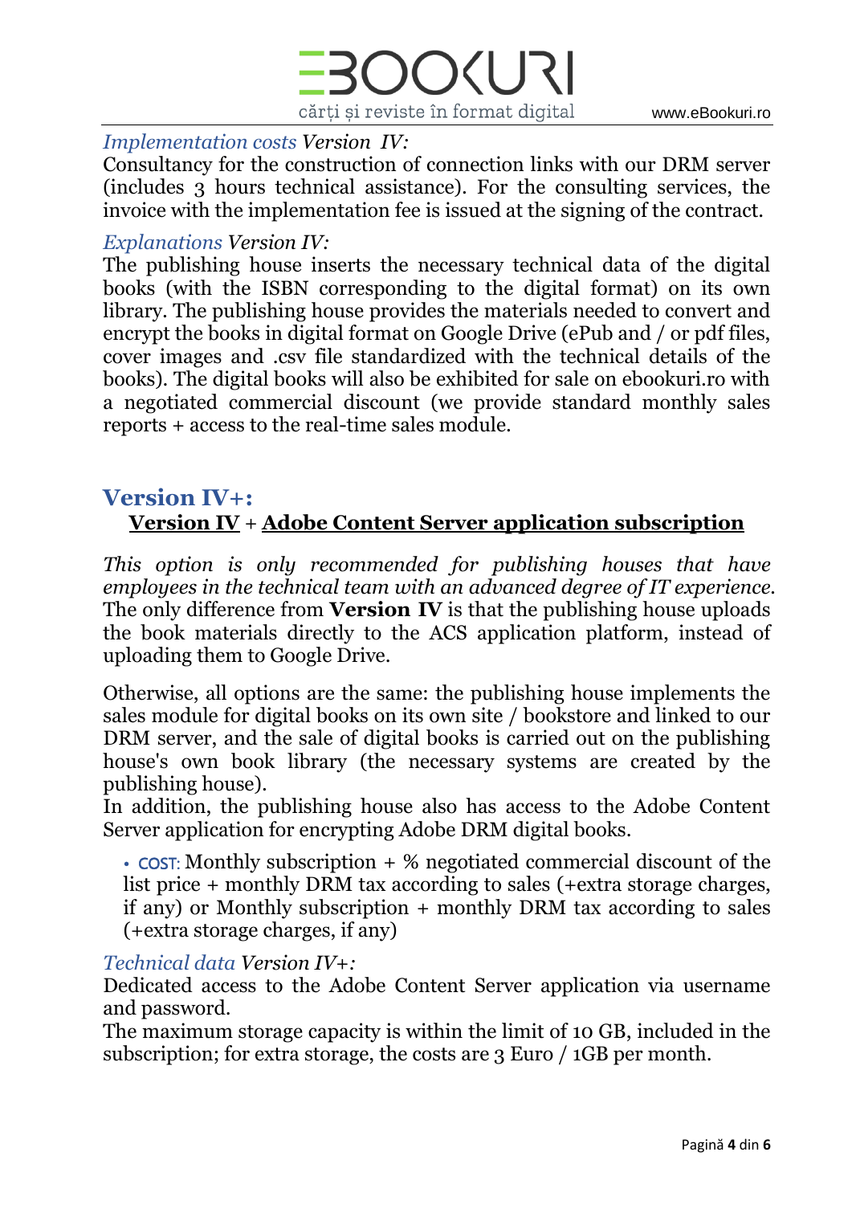*Implementation costs Version IV:*
Consultancy for the construction of connection links with our DRM server (includes 3 hours technical assistance). For the consulting services, the invoice with the implementation fee is issued at the signing of the contract.

*Explanations Version IV:*
The publishing house inserts the necessary technical data of the digital books (with the ISBN corresponding to the digital format) on its own library. The publishing house provides the materials needed to convert and encrypt the books in digital format on Google Drive (ePub and / or pdf files, cover images and .csv file standardized with the technical details of the books). The digital books will also be exhibited for sale on ebookuri.ro with a negotiated commercial discount (we provide standard monthly sales reports + access to the real-time sales module.

## Version IV+:

**<u>Version IV</u>** + **<u>Adobe Content Server application subscription</u>**

*This option is only recommended for publishing houses that have employees in the technical team with an advanced degree of IT experience.* The only difference from **Version IV** is that the publishing house uploads the book materials directly to the ACS application platform, instead of uploading them to Google Drive.

Otherwise, all options are the same: the publishing house implements the sales module for digital books on its own site / bookstore and linked to our DRM server, and the sale of digital books is carried out on the publishing house's own book library (the necessary systems are created by the publishing house).
In addition, the publishing house also has access to the Adobe Content Server application for encrypting Adobe DRM digital books.

- COST: Monthly subscription + % negotiated commercial discount of the list price + monthly DRM tax according to sales (+extra storage charges, if any) or Monthly subscription + monthly DRM tax according to sales (+extra storage charges, if any)

*Technical data Version IV+:*
Dedicated access to the Adobe Content Server application via username and password.
The maximum storage capacity is within the limit of 10 GB, included in the subscription; for extra storage, the costs are 3 Euro / 1GB per month.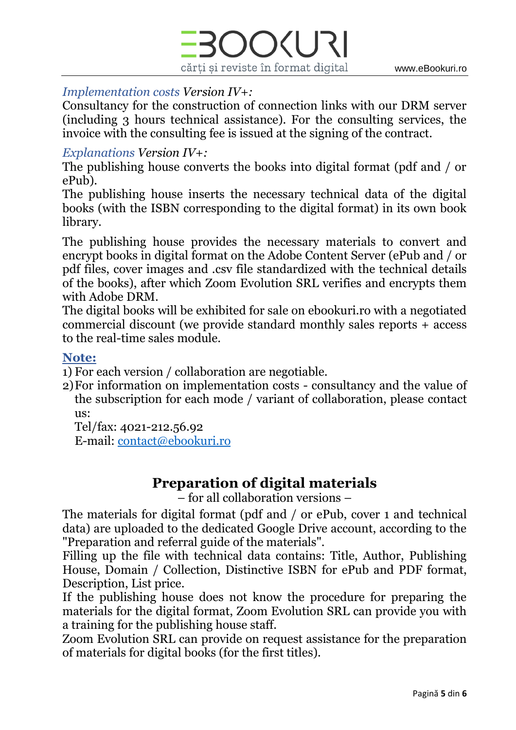*Implementation costs Version IV+:*
Consultancy for the construction of connection links with our DRM server (including 3 hours technical assistance). For the consulting services, the invoice with the consulting fee is issued at the signing of the contract.

*Explanations Version IV+:*
The publishing house converts the books into digital format (pdf and / or ePub).
The publishing house inserts the necessary technical data of the digital books (with the ISBN corresponding to the digital format) in its own book library.

The publishing house provides the necessary materials to convert and encrypt books in digital format on the Adobe Content Server (ePub and / or pdf files, cover images and .csv file standardized with the technical details of the books), after which Zoom Evolution SRL verifies and encrypts them with Adobe DRM.
The digital books will be exhibited for sale on ebookuri.ro with a negotiated commercial discount (we provide standard monthly sales reports + access to the real-time sales module.

**Note:**

1) For each version / collaboration are negotiable.
2) For information on implementation costs - consultancy and the value of the subscription for each mode / variant of collaboration, please contact us:
   Tel/fax: 4021-212.56.92
   E-mail: contact@ebookuri.ro

## Preparation of digital materials

– for all collaboration versions –

The materials for digital format (pdf and / or ePub, cover 1 and technical data) are uploaded to the dedicated Google Drive account, according to the "Preparation and referral guide of the materials".
Filling up the file with technical data contains: Title, Author, Publishing House, Domain / Collection, Distinctive ISBN for ePub and PDF format, Description, List price.
If the publishing house does not know the procedure for preparing the materials for the digital format, Zoom Evolution SRL can provide you with a training for the publishing house staff.
Zoom Evolution SRL can provide on request assistance for the preparation of materials for digital books (for the first titles).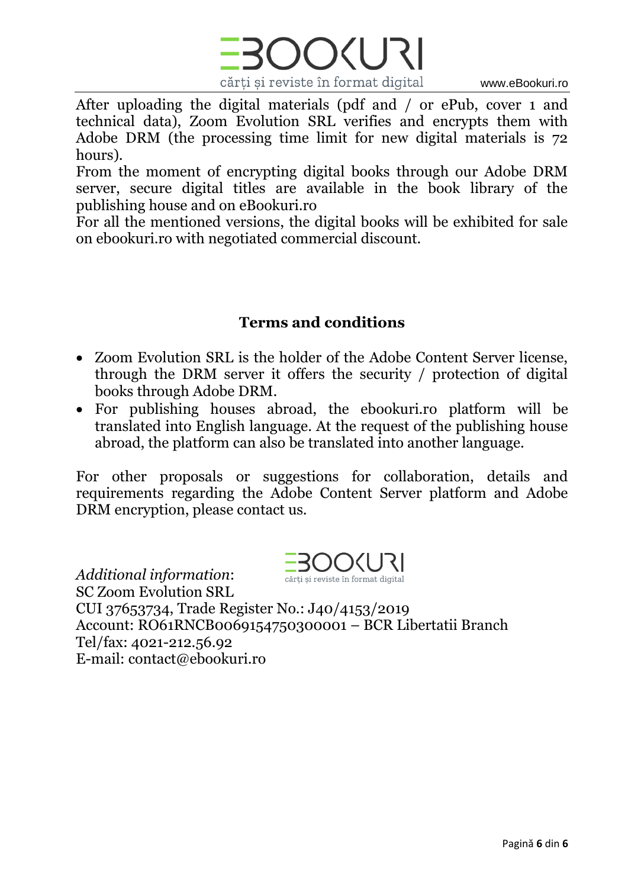After uploading the digital materials (pdf and / or ePub, cover 1 and technical data), Zoom Evolution SRL verifies and encrypts them with Adobe DRM (the processing time limit for new digital materials is 72 hours).

From the moment of encrypting digital books through our Adobe DRM server, secure digital titles are available in the book library of the publishing house and on eBookuri.ro

For all the mentioned versions, the digital books will be exhibited for sale on ebookuri.ro with negotiated commercial discount.

## Terms and conditions

- Zoom Evolution SRL is the holder of the Adobe Content Server license, through the DRM server it offers the security / protection of digital books through Adobe DRM.
- For publishing houses abroad, the ebookuri.ro platform will be translated into English language. At the request of the publishing house abroad, the platform can also be translated into another language.

For other proposals or suggestions for collaboration, details and requirements regarding the Adobe Content Server platform and Adobe DRM encryption, please contact us.

*Additional information*:

EBOOKURI
cărți și reviste în format digital

SC Zoom Evolution SRL
CUI 37653734, Trade Register No.: J40/4153/2019
Account: RO61RNCB0069154750300001 – BCR Libertatii Branch
Tel/fax: 4021-212.56.92
E-mail: contact@ebookuri.ro